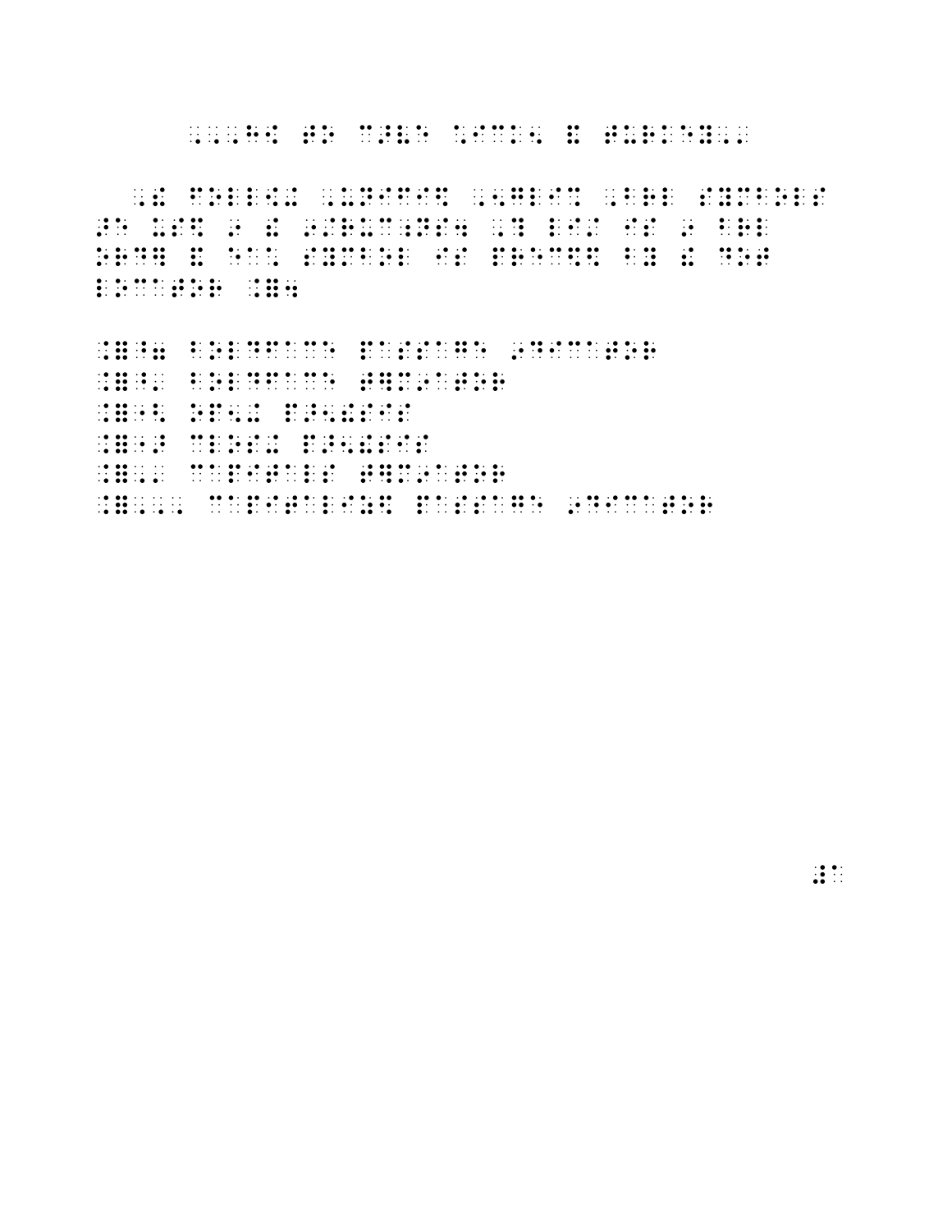## 

indiano i de salada i ser ilha i se salada de da se da ser i se da i de salada e indicativo i se i de de deli<br>1940 - Se de de li ser i de si se de ser se se se de de li se de de ser i ser al ser i de de de de de de de<br>1941 

**FRANCISCO CONTRACTO DE CONTRACTO DE CONTRACTO DE CONTRACTO DE CONTRACTO DE CONTRACTO DE CONTRACTO DE CONTRACTO**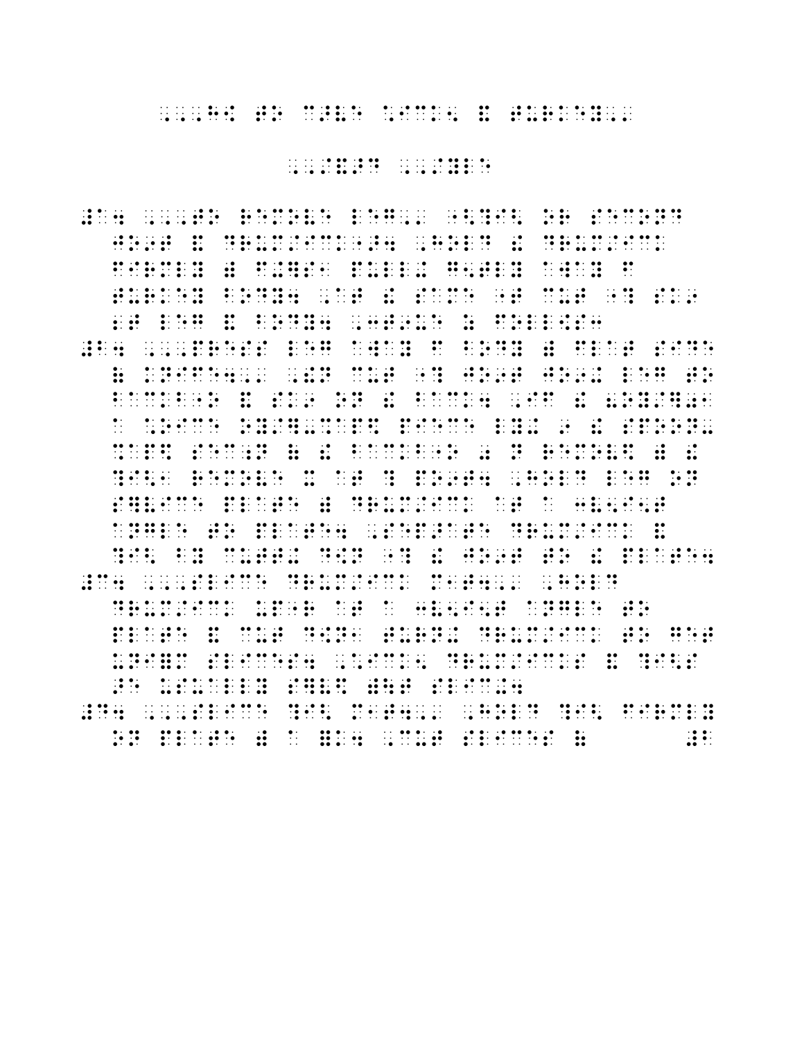## ,,,H[ TO C>VE \*ICK5 & TURKEY,'

,,/&>D ,,/YLE

#A4 ,,,TO REMOVE LEG,' "<?I< OR SECOND JO9T & DRUM/ICK">4 ,HOLD ! DRUM/ICK FIRMLY IS A REPORT OF THE REPORT OF THE RESIDENCE OF THE RESIDENCE OF THE RESIDENCE OF THE RESIDENCE OF THE RESIDENCE OF THE RESIDENCE OF THE RESIDENCE OF THE RESIDENCE OF THE RESIDENCE OF THE RESIDENCE OF THE RESIDENCE O TURKEY BODY4 ,AT ! SAME "T CUT "? SK9 2 T LEG & BODY4 , 2005 , 2004 , 2004 , 2004 , 2004 , 2004 , 2004 , 2004 , 2004 , 2004 , 2004 , 2004 , 2004 , 2<br>2 T LEG & BODY4 , 2004 , 2004 , 2004 , 2004 , 2004 , 2004 , 2004 , 2004 , 2004 , 2004 , 2004 , 2004 , 2004 , 2<br>  $\frac{1}{2}$  ,  $\frac{1}{2}$  ,  $\frac{1}{2}$  ,  $\frac{1}{2}$  ,  $\frac{1}{2}$  ,  $\frac{1}{2}$  ,  $\frac{1}{2}$  ,  $\frac{1}{2}$  ,  $\frac{1}{2}$  ,  $\frac{1}{2}$  ,  $\frac{1}{2}$  ,  $\frac{1}{2}$  ,  $\frac{1}{2}$  ,  $\frac{1}{2}$  ,  $\frac{1}{2}$  ,  $\frac{1}{2}$  ,  $\frac{1}{2}$  ,  $\frac{1}{2}$  ,  $\frac{1$ ( KNIFE4,' ,!N CUT "? JO9T JO9+ LEG TO BACKBO & SK9 ON DATE THE RELEASE OF THE RELEASE OF THE RELEASE OF THE RELEASE OF THE RELEASE OF THE RELEASE OF<br>BACK4 , IF IN BACK4 , IF IN BACK4 , IF IN BACK4 , IF IN BACK4 , IF IN BACK4 , IF IN BACK4 , IF IN BACK4 , IF I<br> A \*OICE OY/]-%AP\$ PIECE LY+ 9 ! SPOON-  $\frac{1}{2}$  , and the second second second second second second second second second second second second second<br>Application of the second second second second second second second second second second second second second<br> .<br>1980 – Paris II, primer de primer de la posta de la poeta en la primera de la posta de la poeta de la poeta<br>1980 – Paris II, primer de la poeta de la poeta de la poeta de la poeta de la poeta de la poeta de la poeta SIGNE DE LA DE DE LA TITULA DE LA DIVISIÓ DE LA DIVISIÓ DE LA TITULA DE LA TITULA DE LA TITULA DE LA TITULA DE<br>Signe de De La Titula de La Titula de La Titula de La Titula de La Titula de La Titula de La Titula de La Tit<br>S ANGLE TO PLATE4 , ANGLES , ANGLES , ANGLES , ANGLES , ANGLES , ANGLES , ANGLES , ANGLES , ANGLES , ANGLES , AN<br>Angles drum/inc. Angles , Angles , Angles , Angles , Angles , Angles , Angles , Angles , Angles , Angles , An<br>A ?I< BY CUTT+ D[N "? ! JO9T TO ! PLATE4 # 2008 | 2008 | 2009 | 2009 | 2009 | 2009 | 2009 | 2009 | 2009 | 2009 | 2009 | 2009 | 2009 | 2009 | 2009 | 200<br>| 2009 | 2009 | 2009 | 2009 | 2009 | 2009 | 2009 | 2009 | 2009 | 2009 | 2009 | 2009 | 2009 | 2009 | 2009 | 20<br>| DRUM/ICK UP"R AT A 300 PH AT A 300 PH AT A 300 PH AT A 300 PH AT A 300 PH AT A 300 PH AT A 300 PH AT A 300 PH A<br>The angle to a 300 ph angle to a 300 ph angle to a 300 ph angle to a 300 ph angle to a 300 ph angle to a 400 p PRODUCT A CONTRA DE CONSTRUIRE DE LO DE LO DE DURANT DE DURANT DE LO DE LO DE LO DE LO DE LO DE LO DE LO DE LO<br>PLATE DE LO DE LO DE LO DE LO DE LO DE LO DE LO DE LO DE LO DE LO DE LO DE LO DE LO DE LO DE LO DE LO DE LO<br>PLA UNIEM SE DE DE 1919 DI SE DE DISTRIKTORIA DI SULTAN DE DE DISTRIKTORIA DE SE DISTRIKTORIA DE SE DE SE DISTRIKT<br>1919 DI SE DE SITUATUR DI STUDIO DI STUDIO DI STUDIO DI STUDIO DI STUDIO DI STUDIO DI STUDIO DI STUDIO DI BIT<br>1 + C USUALLY STATE ( COURT COURT COURT COURT COURT COURT COURT COURT COURT COURT COURT COURT COURT COURT COURT<br>- C SLICH ( C ) - C ( C ) - C ( C ) - C ( C ) - C ( C ) - C ( C ) - C ( C ) - C ( C ) - C ( C ) - C ( C ) - C<br>- #D4 ,,,SLICE ?I< M1T4,' ,HOLD ?I< FIRMLY ON PLATE ) A =K4 ,CUT SLICES ( #B + CUT SLICES ( #B + CUT SLICES ( #B + CUT SLICES ( #B + CUT SLICES ( #B + CU<br>1981 - A =K4 ,CUT SLICES ( #B + CUT SLICES ( #B + CUT SLICES ( #B + CUT SLICES ( #B + CUT SLICES ( #B + CUT S<br>1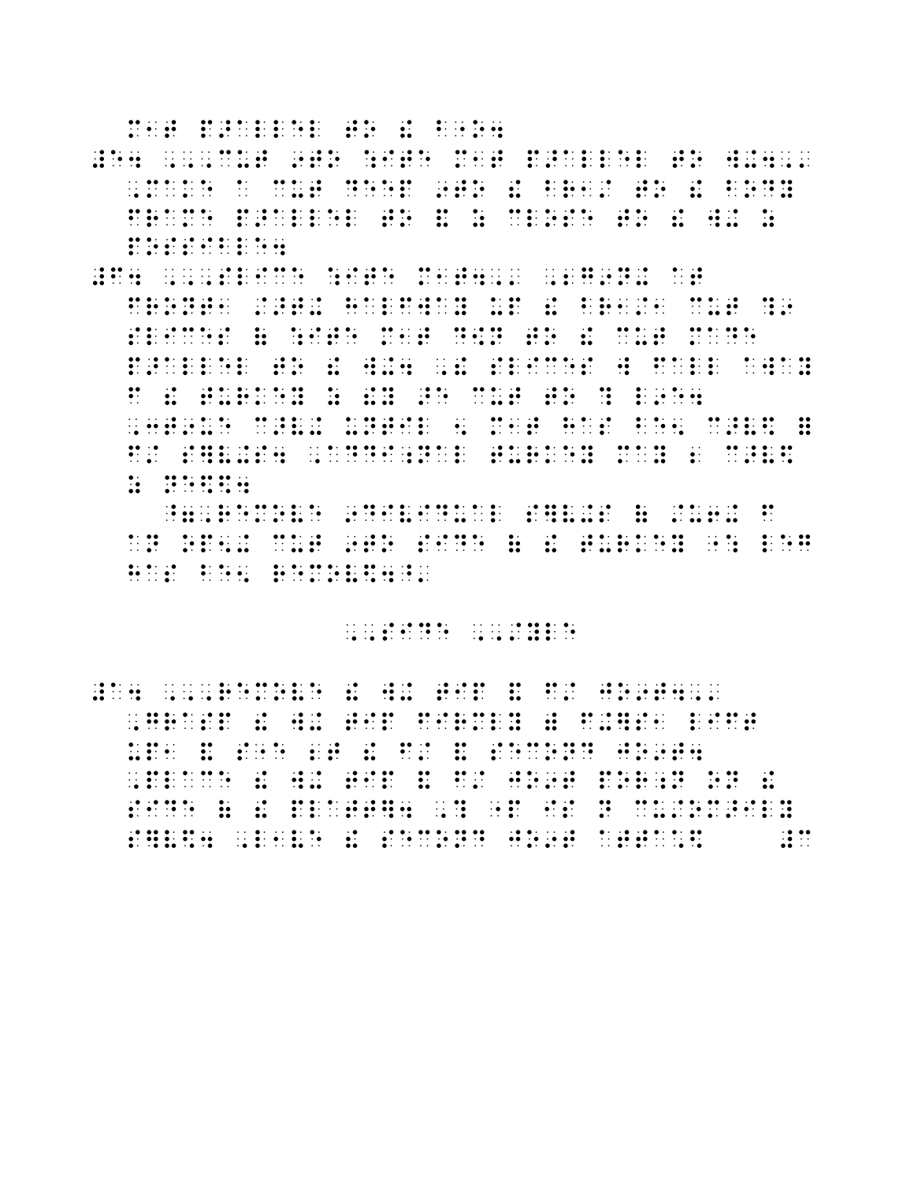- 1980 - 1980 - 1980 - 1980 - 1980 - 1980 - 1980 - 1980 - 1980 - 1980 - 1980 - 1980 - 1980 - 1980 - 1980 - 198<br>- 1980 - 1980 - 1980 - 1980 - 1980 - 1980 - 1980 - 1980 - 1980 - 1980 - 1980 - 1980 - 1980 - 1980 - 1980 - 19<br>-

- 1989 - 1989 - 1989 - 1989 - 1989 - 1989 - 1989 - 1989 - 1989 - 1989 - 1989 - 1989 - 1989 - 1989 - 1989 - 1989<br>1989 - 1989 - 1989 - 1989 - 1989 - 1989 - 1989 - 1989 - 1989 - 1989 - 1989 - 1989 - 1989 - 1989 - 1989 - 1989<br>19
- - 1966 - 1976 - 1976 - 1976 - 1977 - 1978 - 1979 - 1979 - 1980 - 1980 - 1976 - 1977 - 1980 - 1970 - 1970 - 197<br>- 1970 - 1970 - 1970 - 1980 - 1980 - 1980 - 1980 - 1980 - 1980 - 1980 - 1980 - 1980 - 1980 - 1980 - 1980 - 19<br>- $\begin{bmatrix} 0 & 0 & 0 & 0 \\ 0 & 0 & 0 & 0 \\ 0 & 0 & 0 & 0 \\ 0 & 0 & 0 & 0 \\ 0 & 0 & 0 & 0 \\ 0 & 0 & 0 & 0 \\ 0 & 0 & 0 & 0 \\ 0 & 0 & 0 & 0 \\ 0 & 0 & 0 & 0 \\ 0 & 0 & 0 & 0 \\ 0 & 0 & 0 & 0 & 0 \\ 0 & 0 & 0 & 0 & 0 \\ 0 & 0 & 0 & 0 & 0 \\ 0 & 0 & 0 & 0 & 0 \\ 0 & 0 & 0 & 0 & 0 \\ 0 & 0 & 0 & 0 & 0 \\ 0 &$

## 

 $\frac{1}{2}$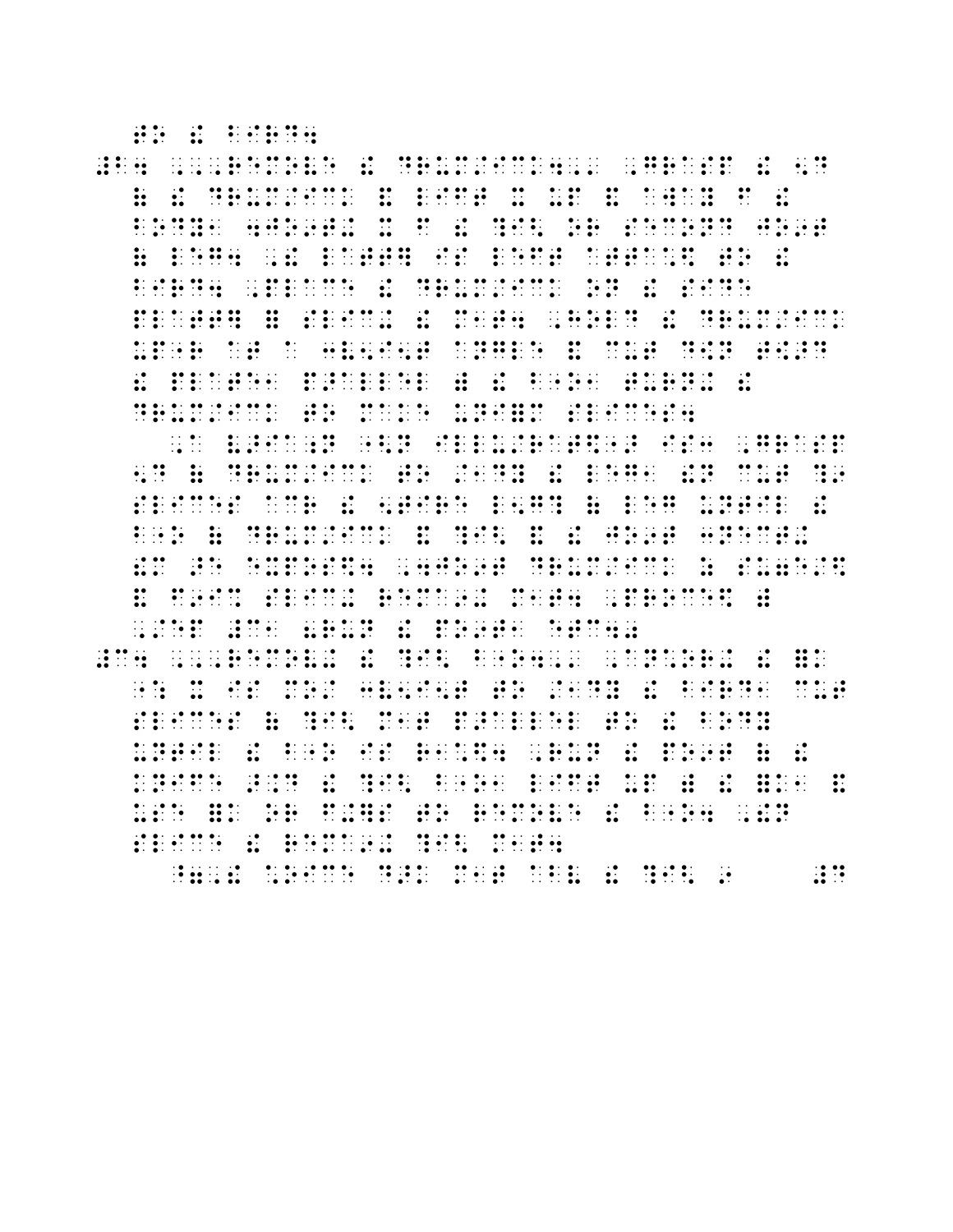. A BARAN SA SA SA SA SA BA BA BA BA BA SA SI BIB BA BA BA A A BIB BA ARA AN SA SA BA BA AN AB BIB SA BA SA BA<br>A BIB BA SA SA AN AIB BA AN AIB BA A BA SA SA AIB BA AN AN AN AN AIB AN AN AIB BA BA AN BA BA SA SA SA BA AIB<br>I de la proposa de la companya de persona de la companya de personal de la companya de la política de la company<br>1968 - Se estado de la companya de la persona de la persona de la companya de la companya de la persona de la<br>1 ina i alaman de segundo in la alamana de la alamana in segundo de la segundo de segundo de la alamana in segun<br>1961 - La segundo de la alamana de la alamana in segundo de la alamana in segundo de la alamana de la alamana<br>1  $\begin{bmatrix} 0 & 0 & 0 & 0 \\ 0 & 0 & 0 & 0 \\ 0 & 0 & 0 & 0 \\ 0 & 0 & 0 & 0 \\ 0 & 0 & 0 & 0 \\ 0 & 0 & 0 & 0 \\ 0 & 0 & 0 & 0 \\ 0 & 0 & 0 & 0 \\ 0 & 0 & 0 & 0 \\ 0 & 0 & 0 & 0 \\ 0 & 0 & 0 & 0 & 0 \\ 0 & 0 & 0 & 0 & 0 \\ 0 & 0 & 0 & 0 & 0 \\ 0 & 0 & 0 & 0 & 0 \\ 0 & 0 & 0 & 0 & 0 \\ 0 & 0 & 0 & 0 & 0 \\ 0 &$  $\mathcal{L}(\mathbf{r},\mathbf{r})$  . The contract of the contract of the contract of the contract of the contract of the contract of the contract of the contract of the contract of the contract of the contract of the contract of the co . 1969 - 1971 - 1972 - 1973 - 1974 - 1975 - 1980 - 1980 - 1980 - 1980 - 1980 - 1980 - 1980 - 1980 - 1980 - 198<br>1980 - 1980 - 1980 - 1980 - 1980 - 1980 - 1980 - 1980 - 1980 - 1980 - 1980 - 1980 - 1980 - 1980 - 1980 - 1980<br>1 in de la distribución de de estas les de entre en el legación en el distribución de la distribución de de egli<br>Legación en la de de entre en la distribución de la distribución en el de la distribución en el les en destrib<br> ian ad na ad an ilina na ad ilina ilina na markin an nomin ilina na ad ilina ad ilina ilina ilina ad an nomin<br>1999 - An ad ilina ilina ilina ilina anche il anche na ad ad ad ad ad ilina il ad il ad il ad il ad il ad il<br>199